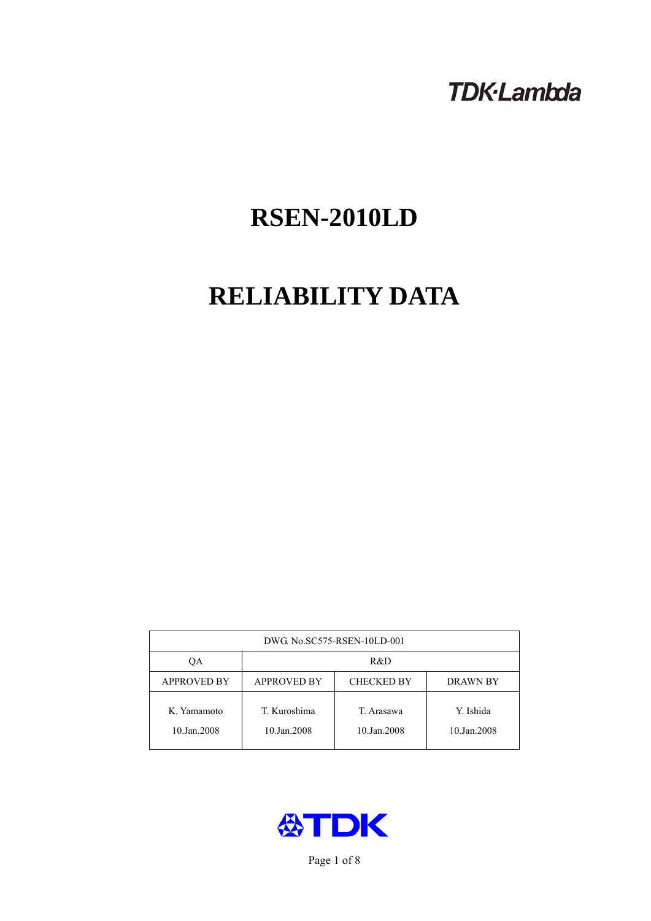TDK·Lambda

# RSEN-2010LD

# RELIABILITY DATA

| DWG. No.SC575-RSEN-10LD-001 | | | |
|---|---|---|---|
| QA | R&D | | |
| APPROVED BY | APPROVED BY | CHECKED BY | DRAWN BY |
| K. Yamamoto<br>10.Jan.2008 | T. Kuroshima<br>10.Jan.2008 | T. Arasawa<br>10.Jan.2008 | Y. Ishida<br>10.Jan.2008 |

TDK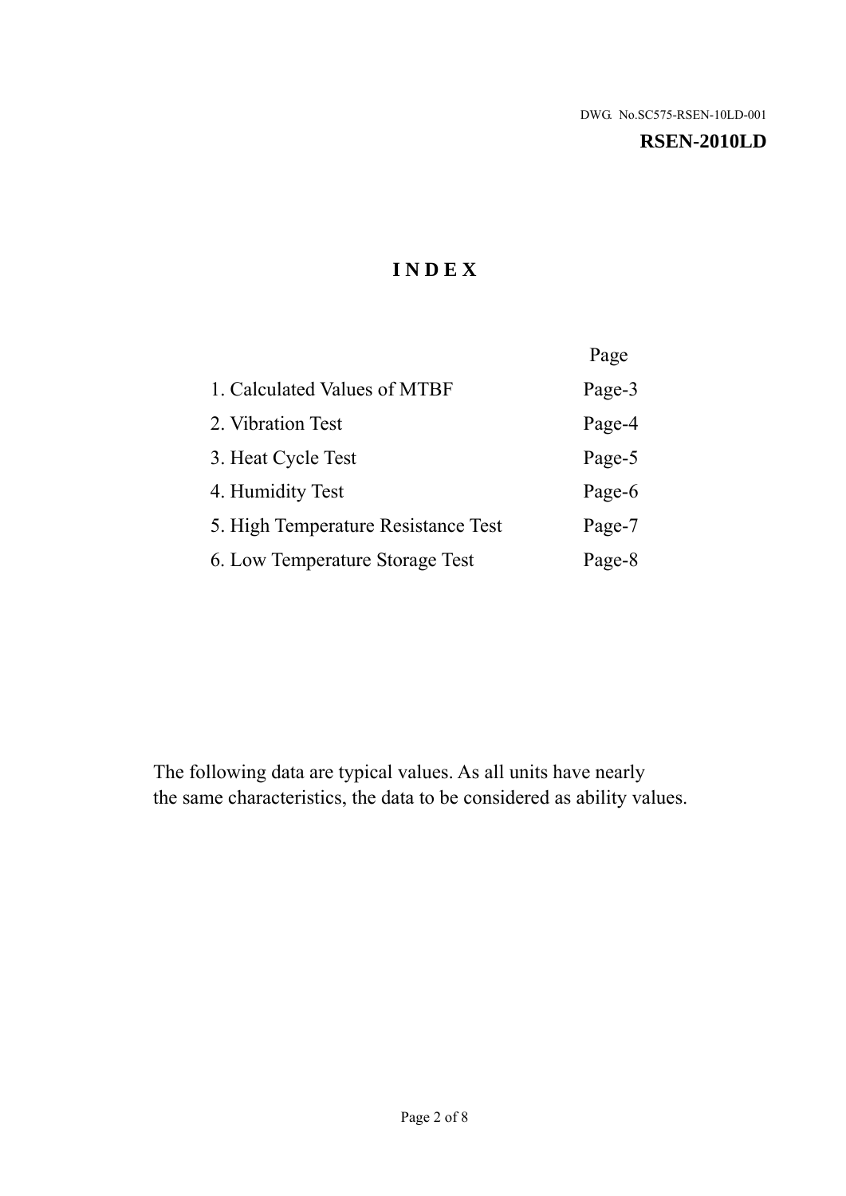DWG. No.SC575-RSEN-10LD-001

**RSEN-2010LD**

# INDEX

| | Page |
|---|---|
| 1. Calculated Values of MTBF | Page-3 |
| 2. Vibration Test | Page-4 |
| 3. Heat Cycle Test | Page-5 |
| 4. Humidity Test | Page-6 |
| 5. High Temperature Resistance Test | Page-7 |
| 6. Low Temperature Storage Test | Page-8 |

The following data are typical values. As all units have nearly the same characteristics, the data to be considered as ability values.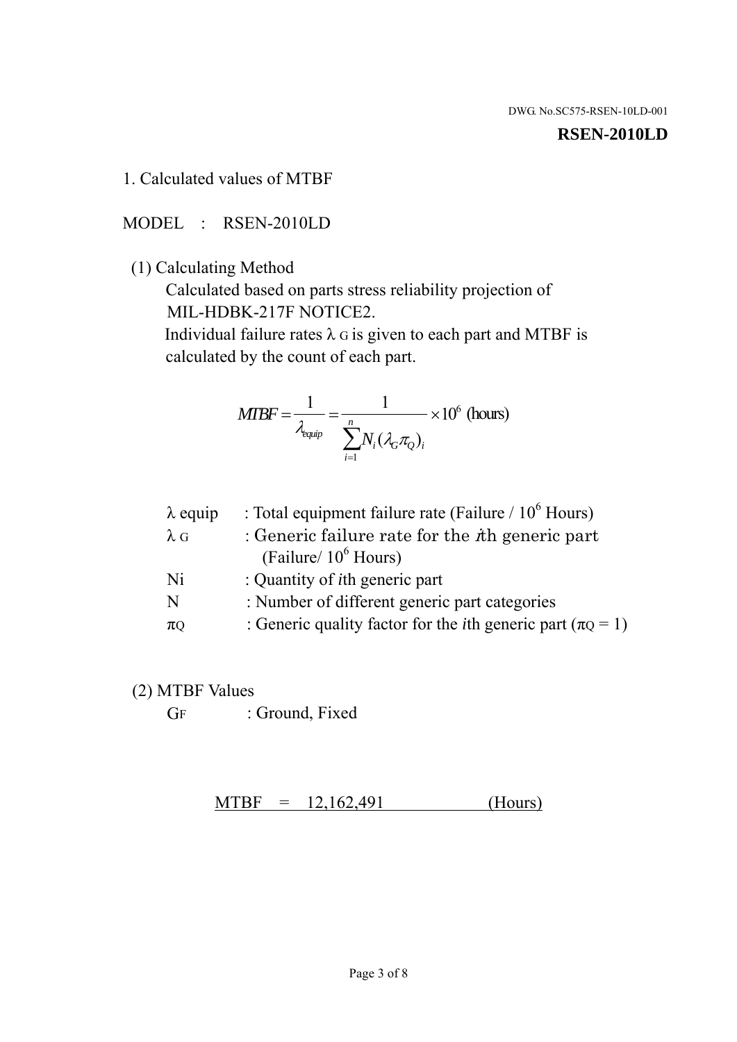DWG. No.SC575-RSEN-10LD-001

**RSEN-2010LD**

1. Calculated values of MTBF

MODEL : RSEN-2010LD

(1) Calculating Method

Calculated based on parts stress reliability projection of MIL-HDBK-217F NOTICE2.

Individual failure rates $\lambda_G$ is given to each part and MTBF is calculated by the count of each part.

$$MTBF = \frac{1}{\lambda_{equip}} = \frac{1}{\sum_{i=1}^{n} N_i(\lambda_G \pi_Q)_i} \times 10^6 \text{ (hours)}$$

| | |
|---|---|
| $\lambda$ equip | : Total equipment failure rate (Failure / $10^6$ Hours) |
| $\lambda_G$ | : Generic failure rate for the $i$th generic part (Failure/ $10^6$ Hours) |
| Ni | : Quantity of $i$th generic part |
| N | : Number of different generic part categories |
| $\pi_Q$ | : Generic quality factor for the $i$th generic part ($\pi_Q = 1$) |

(2) MTBF Values

$G_F$ : Ground, Fixed

MTBF = 12,162,491 (Hours)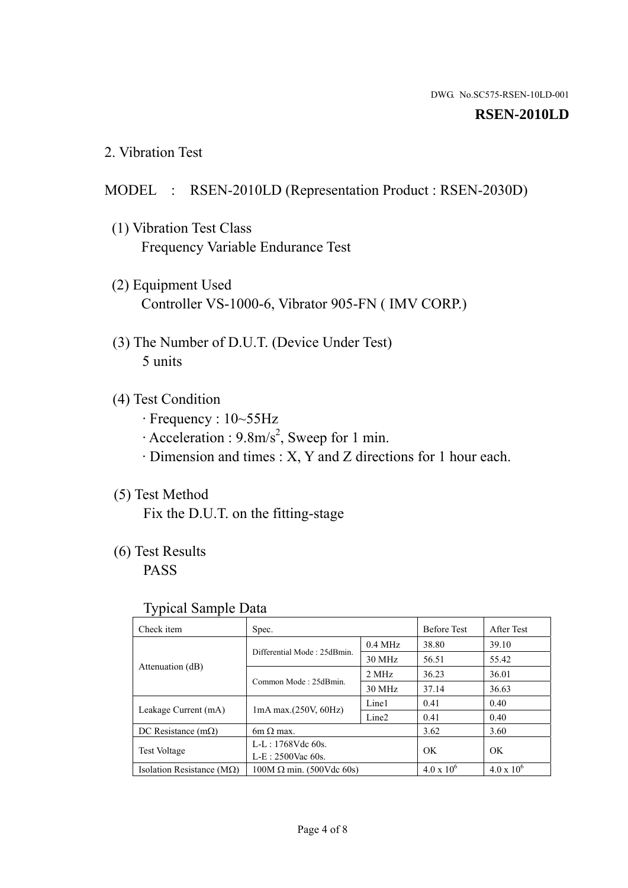DWG. No.SC575-RSEN-10LD-001

**RSEN-2010LD**

## 2. Vibration Test

MODEL : RSEN-2010LD (Representation Product : RSEN-2030D)

(1) Vibration Test Class
Frequency Variable Endurance Test

(2) Equipment Used
Controller VS-1000-6, Vibrator 905-FN ( IMV CORP.)

(3) The Number of D.U.T. (Device Under Test)
5 units

(4) Test Condition
· Frequency : 10~55Hz
· Acceleration : 9.8m/s$^2$, Sweep for 1 min.
· Dimension and times : X, Y and Z directions for 1 hour each.

(5) Test Method
Fix the D.U.T. on the fitting-stage

(6) Test Results
PASS

Typical Sample Data

| Check item | Spec. | | Before Test | After Test |
|---|---|---|---|---|
| Attenuation (dB) | Differential Mode : 25dBmin. | 0.4 MHz | 38.80 | 39.10 |
| | | 30 MHz | 56.51 | 55.42 |
| | Common Mode : 25dBmin. | 2 MHz | 36.23 | 36.01 |
| | | 30 MHz | 37.14 | 36.63 |
| Leakage Current (mA) | 1mA max.(250V, 60Hz) | Line1 | 0.41 | 0.40 |
| | | Line2 | 0.41 | 0.40 |
| DC Resistance (mΩ) | 6m Ω max. | | 3.62 | 3.60 |
| Test Voltage | L-L : 1768Vdc 60s.<br>L-E : 2500Vac 60s. | | OK | OK |
| Isolation Resistance (MΩ) | 100M Ω min. (500Vdc 60s) | | $4.0 \times 10^6$ | $4.0 \times 10^6$ |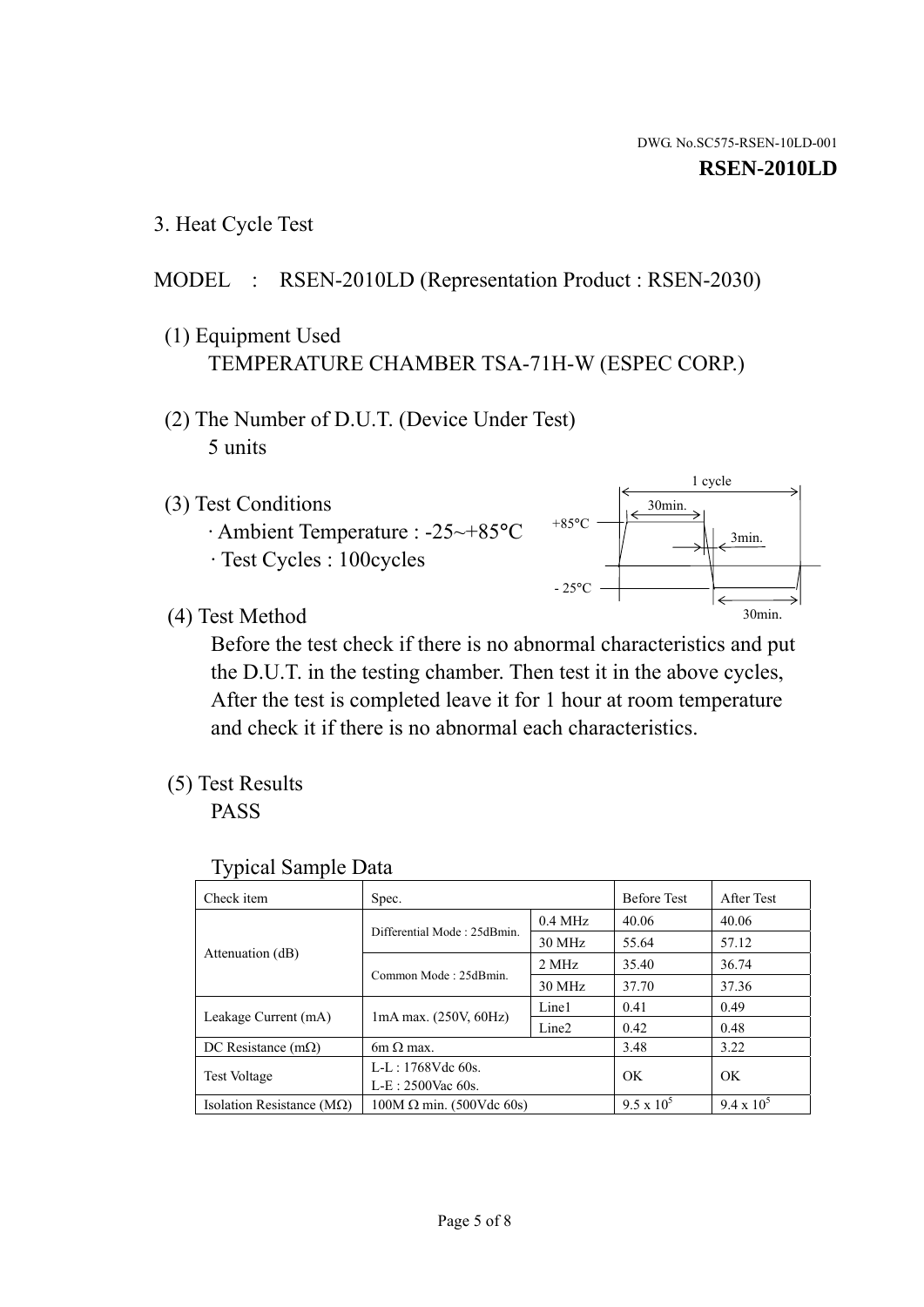DWG. No.SC575-RSEN-10LD-001

**RSEN-2010LD**

## 3. Heat Cycle Test

MODEL : RSEN-2010LD (Representation Product : RSEN-2030)

(1) Equipment Used

TEMPERATURE CHAMBER TSA-71H-W (ESPEC CORP.)

(2) The Number of D.U.T. (Device Under Test)

5 units

(3) Test Conditions

· Ambient Temperature : -25~+85°C

· Test Cycles : 100cycles

1 cycle

30min.

+85°C

3min.

- 25°C

30min.

(4) Test Method

Before the test check if there is no abnormal characteristics and put the D.U.T. in the testing chamber. Then test it in the above cycles, After the test is completed leave it for 1 hour at room temperature and check it if there is no abnormal each characteristics.

(5) Test Results

PASS

Typical Sample Data

| Check item | Spec. | | Before Test | After Test |
|---|---|---|---|---|
| Attenuation (dB) | Differential Mode : 25dBmin. | 0.4 MHz | 40.06 | 40.06 |
| | | 30 MHz | 55.64 | 57.12 |
| | Common Mode : 25dBmin. | 2 MHz | 35.40 | 36.74 |
| | | 30 MHz | 37.70 | 37.36 |
| Leakage Current (mA) | 1mA max. (250V, 60Hz) | Line1 | 0.41 | 0.49 |
| | | Line2 | 0.42 | 0.48 |
| DC Resistance (mΩ) | 6m Ω max. | | 3.48 | 3.22 |
| Test Voltage | L-L : 1768Vdc 60s.<br>L-E : 2500Vac 60s. | | OK | OK |
| Isolation Resistance (MΩ) | 100M Ω min. (500Vdc 60s) | | $9.5 \times 10^5$ | $9.4 \times 10^5$ |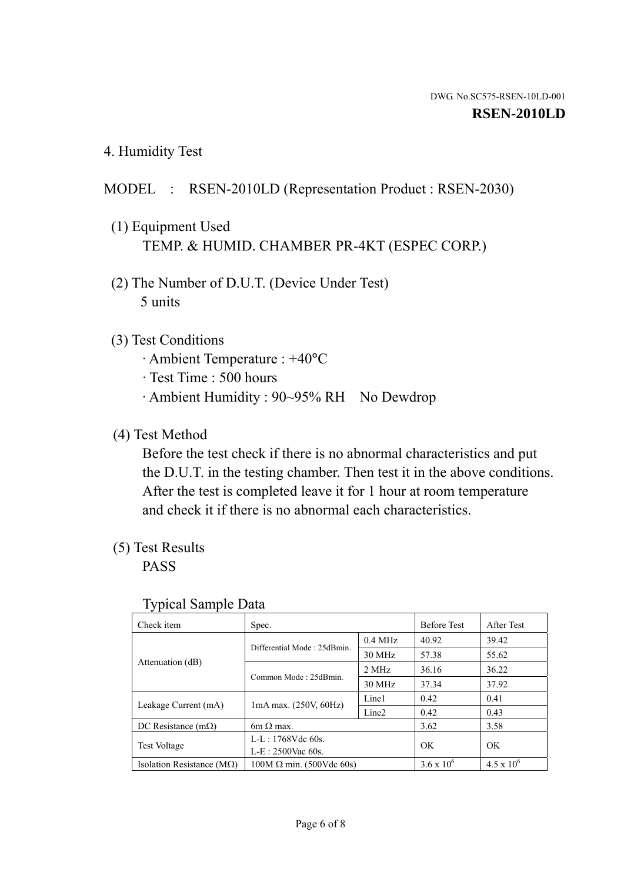DWG. No.SC575-RSEN-10LD-001

**RSEN-2010LD**

## 4. Humidity Test

MODEL : RSEN-2010LD (Representation Product : RSEN-2030)

(1) Equipment Used

TEMP. & HUMID. CHAMBER PR-4KT (ESPEC CORP.)

(2) The Number of D.U.T. (Device Under Test)

5 units

(3) Test Conditions

· Ambient Temperature : +40°C

· Test Time : 500 hours

· Ambient Humidity : 90~95% RH No Dewdrop

(4) Test Method

Before the test check if there is no abnormal characteristics and put the D.U.T. in the testing chamber. Then test it in the above conditions. After the test is completed leave it for 1 hour at room temperature and check it if there is no abnormal each characteristics.

(5) Test Results

PASS

Typical Sample Data

| Check item | Spec. | | Before Test | After Test |
|---|---|---|---|---|
| Attenuation (dB) | Differential Mode : 25dBmin. | 0.4 MHz | 40.92 | 39.42 |
| | | 30 MHz | 57.38 | 55.62 |
| | Common Mode : 25dBmin. | 2 MHz | 36.16 | 36.22 |
| | | 30 MHz | 37.34 | 37.92 |
| Leakage Current (mA) | 1mA max. (250V, 60Hz) | Line1 | 0.42 | 0.41 |
| | | Line2 | 0.42 | 0.43 |
| DC Resistance (mΩ) | 6m Ω max. | | 3.62 | 3.58 |
| Test Voltage | L-L : 1768Vdc 60s.<br>L-E : 2500Vac 60s. | | OK | OK |
| Isolation Resistance (MΩ) | 100M Ω min. (500Vdc 60s) | | $3.6 \times 10^6$ | $4.5 \times 10^6$ |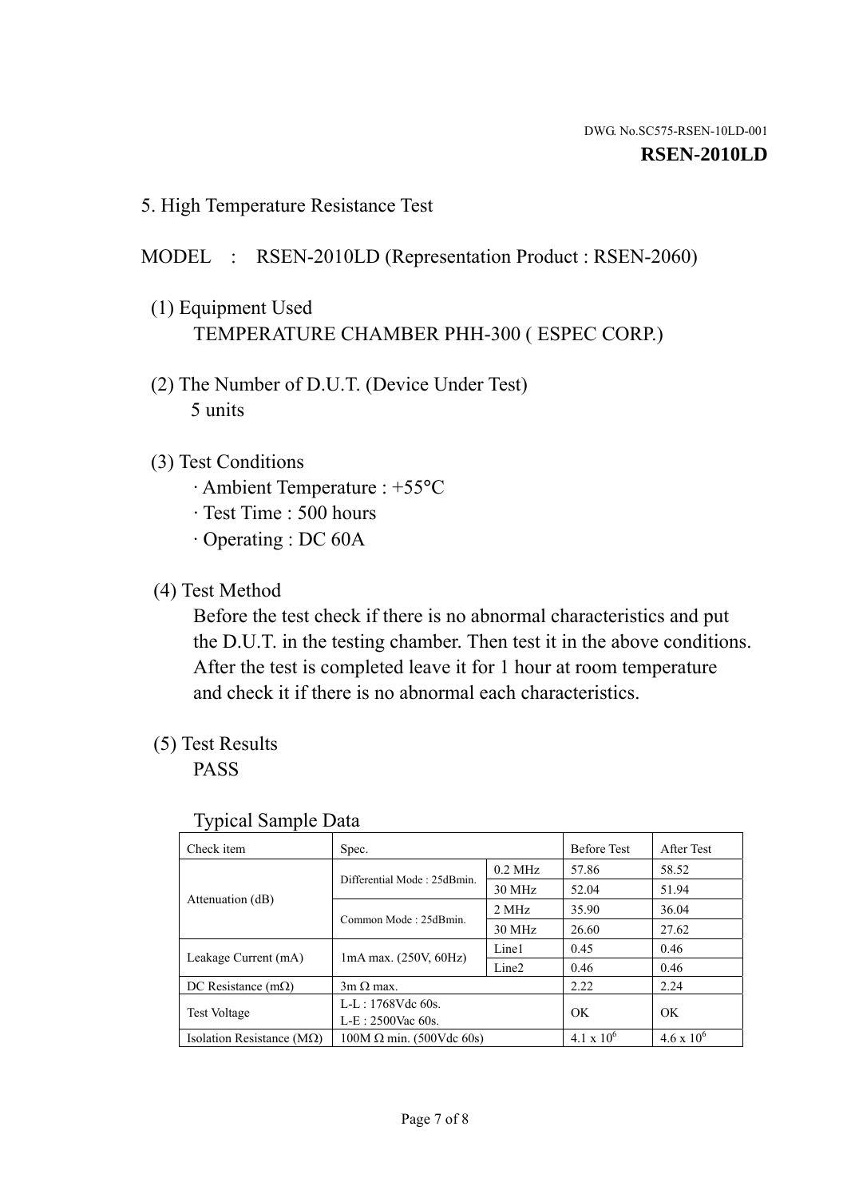DWG. No.SC575-RSEN-10LD-001

**RSEN-2010LD**

## 5. High Temperature Resistance Test

MODEL : RSEN-2010LD (Representation Product : RSEN-2060)

(1) Equipment Used

TEMPERATURE CHAMBER PHH-300 ( ESPEC CORP.)

(2) The Number of D.U.T. (Device Under Test)

5 units

(3) Test Conditions

· Ambient Temperature : +55°C

· Test Time : 500 hours

· Operating : DC 60A

(4) Test Method

Before the test check if there is no abnormal characteristics and put the D.U.T. in the testing chamber. Then test it in the above conditions. After the test is completed leave it for 1 hour at room temperature and check it if there is no abnormal each characteristics.

(5) Test Results

PASS

Typical Sample Data

| Check item | Spec. | | Before Test | After Test |
|---|---|---|---|---|
| Attenuation (dB) | Differential Mode : 25dBmin. | 0.2 MHz | 57.86 | 58.52 |
| | | 30 MHz | 52.04 | 51.94 |
| | Common Mode : 25dBmin. | 2 MHz | 35.90 | 36.04 |
| | | 30 MHz | 26.60 | 27.62 |
| Leakage Current (mA) | 1mA max. (250V, 60Hz) | Line1 | 0.45 | 0.46 |
| | | Line2 | 0.46 | 0.46 |
| DC Resistance (mΩ) | 3m Ω max. | | 2.22 | 2.24 |
| Test Voltage | L-L : 1768Vdc 60s.<br>L-E : 2500Vac 60s. | | OK | OK |
| Isolation Resistance (MΩ) | 100M Ω min. (500Vdc 60s) | | $4.1 \times 10^6$ | $4.6 \times 10^6$ |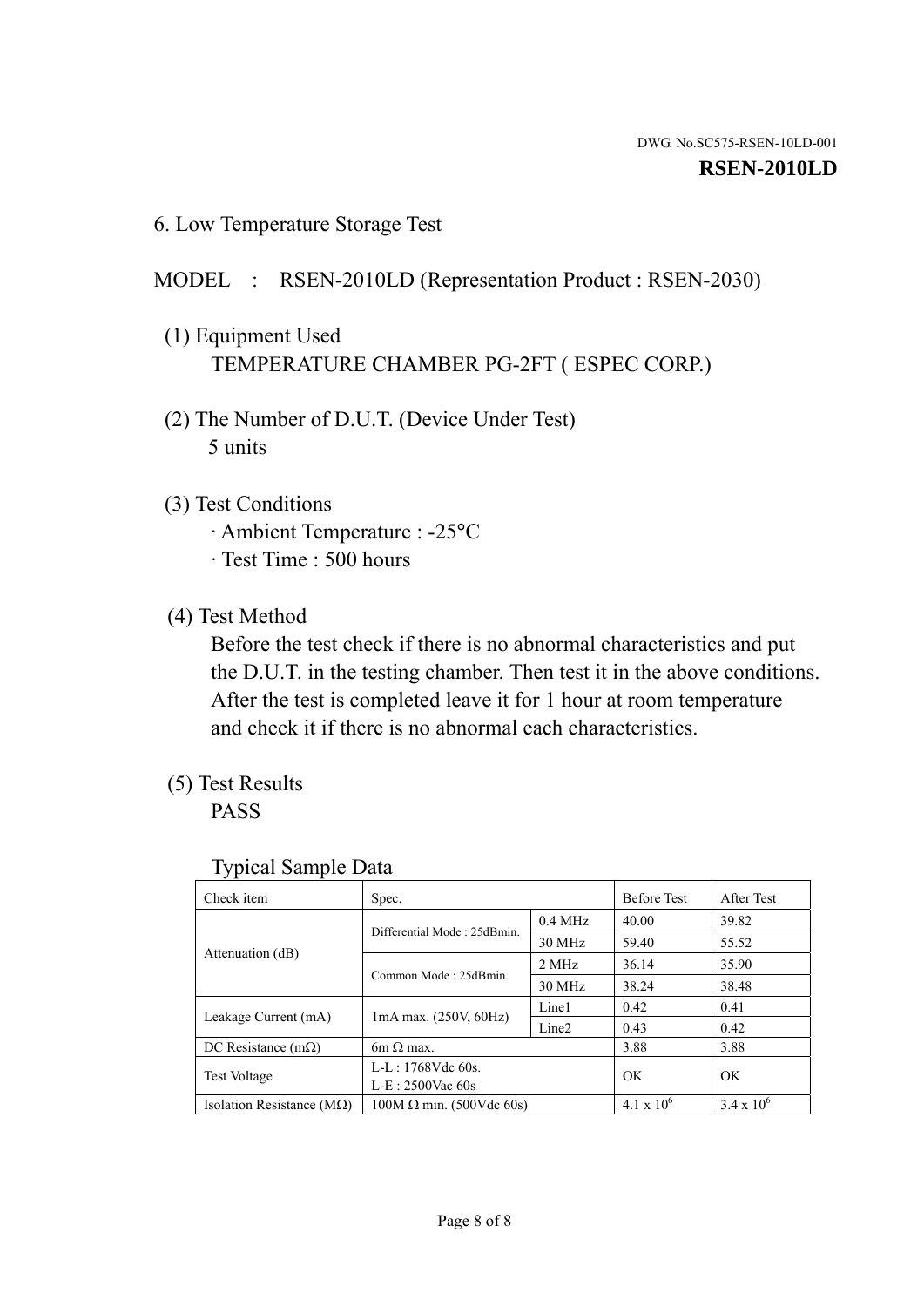DWG. No.SC575-RSEN-10LD-001

**RSEN-2010LD**

## 6. Low Temperature Storage Test

MODEL : RSEN-2010LD (Representation Product : RSEN-2030)

(1) Equipment Used

TEMPERATURE CHAMBER PG-2FT ( ESPEC CORP.)

(2) The Number of D.U.T. (Device Under Test)

5 units

(3) Test Conditions

· Ambient Temperature : -25°C

· Test Time : 500 hours

(4) Test Method

Before the test check if there is no abnormal characteristics and put the D.U.T. in the testing chamber. Then test it in the above conditions. After the test is completed leave it for 1 hour at room temperature and check it if there is no abnormal each characteristics.

(5) Test Results

PASS

Typical Sample Data

| Check item | Spec. | | Before Test | After Test |
|---|---|---|---|---|
| Attenuation (dB) | Differential Mode : 25dBmin. | 0.4 MHz | 40.00 | 39.82 |
| | | 30 MHz | 59.40 | 55.52 |
| | Common Mode : 25dBmin. | 2 MHz | 36.14 | 35.90 |
| | | 30 MHz | 38.24 | 38.48 |
| Leakage Current (mA) | 1mA max. (250V, 60Hz) | Line1 | 0.42 | 0.41 |
| | | Line2 | 0.43 | 0.42 |
| DC Resistance (mΩ) | 6m Ω max. | | 3.88 | 3.88 |
| Test Voltage | L-L : 1768Vdc 60s.<br>L-E : 2500Vac 60s | | OK | OK |
| Isolation Resistance (MΩ) | 100M Ω min. (500Vdc 60s) | | $4.1 \times 10^6$ | $3.4 \times 10^6$ |